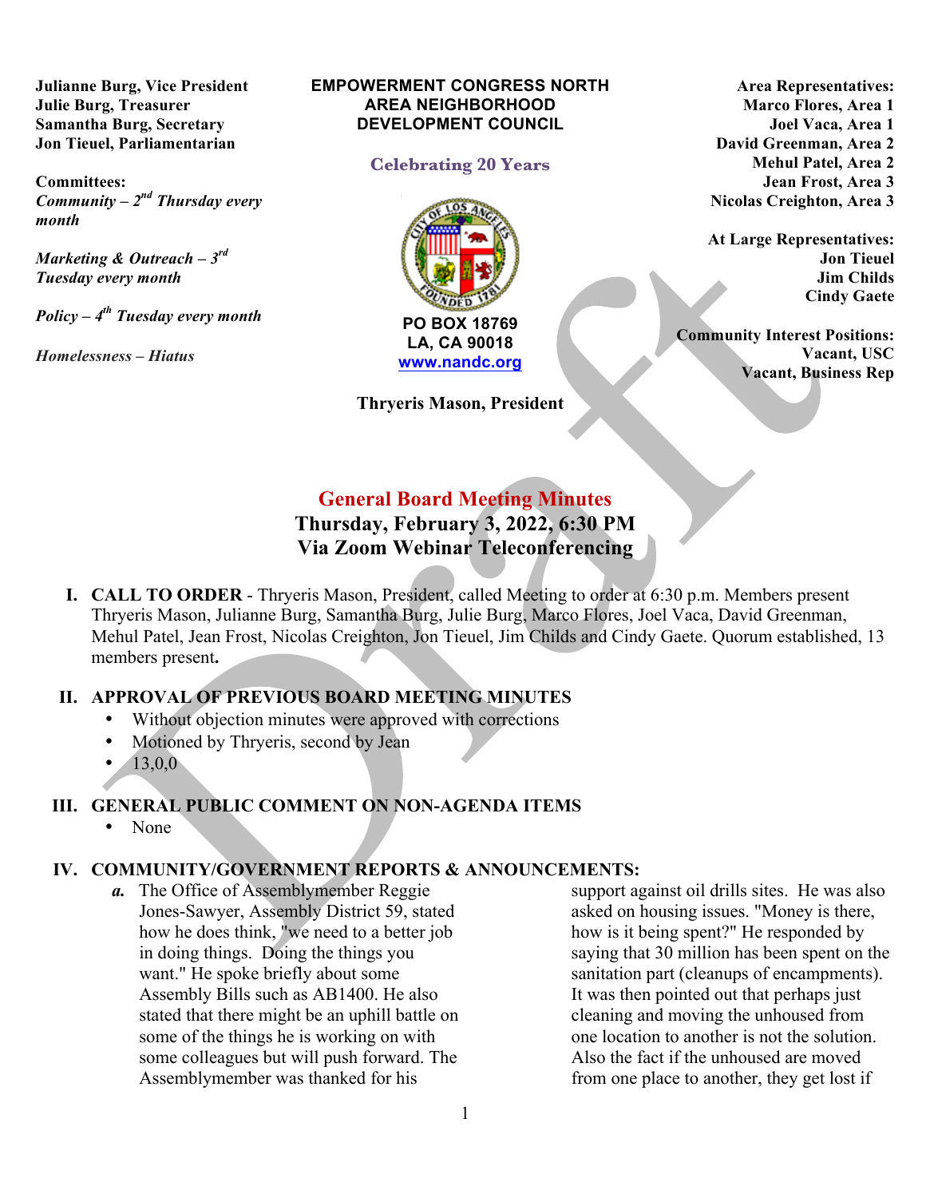**Julianne Burg, Vice President**
**Julie Burg, Treasurer**
**Samantha Burg, Secretary**
**Jon Tieuel, Parliamentarian**

**Committees:**
***Community – 2nd Thursday every month***

***Marketing & Outreach – 3rd Tuesday every month***

***Policy – 4th Tuesday every month***

***Homelessness – Hiatus***

**EMPOWERMENT CONGRESS NORTH AREA NEIGHBORHOOD DEVELOPMENT COUNCIL**

**Celebrating 20 Years**

**PO BOX 18769**
**LA, CA 90018**
**www.nandc.org**

**Thryeris Mason, President**

**Area Representatives:**
**Marco Flores, Area 1**
**Joel Vaca, Area 1**
**David Greenman, Area 2**
**Mehul Patel, Area 2**
**Jean Frost, Area 3**
**Nicolas Creighton, Area 3**

**At Large Representatives:**
**Jon Tieuel**
**Jim Childs**
**Cindy Gaete**

**Community Interest Positions:**
**Vacant, USC**
**Vacant, Business Rep**

# General Board Meeting Minutes

## Thursday, February 3, 2022, 6:30 PM
## Via Zoom Webinar Teleconferencing

**I. CALL TO ORDER** - Thryeris Mason, President, called Meeting to order at 6:30 p.m. Members present Thryeris Mason, Julianne Burg, Samantha Burg, Julie Burg, Marco Flores, Joel Vaca, David Greenman, Mehul Patel, Jean Frost, Nicolas Creighton, Jon Tieuel, Jim Childs and Cindy Gaete. Quorum established, 13 members present**.**

**II. APPROVAL OF PREVIOUS BOARD MEETING MINUTES**

- Without objection minutes were approved with corrections
- Motioned by Thryeris, second by Jean
- 13,0,0

**III. GENERAL PUBLIC COMMENT ON NON-AGENDA ITEMS**

- None

**IV. COMMUNITY/GOVERNMENT REPORTS & ANNOUNCEMENTS:**

***a.*** The Office of Assemblymember Reggie Jones-Sawyer, Assembly District 59, stated how he does think, "we need to a better job in doing things. Doing the things you want." He spoke briefly about some Assembly Bills such as AB1400. He also stated that there might be an uphill battle on some of the things he is working on with some colleagues but will push forward. The Assemblymember was thanked for his support against oil drills sites. He was also asked on housing issues. "Money is there, how is it being spent?" He responded by saying that 30 million has been spent on the sanitation part (cleanups of encampments). It was then pointed out that perhaps just cleaning and moving the unhoused from one location to another is not the solution. Also the fact if the unhoused are moved from one place to another, they get lost if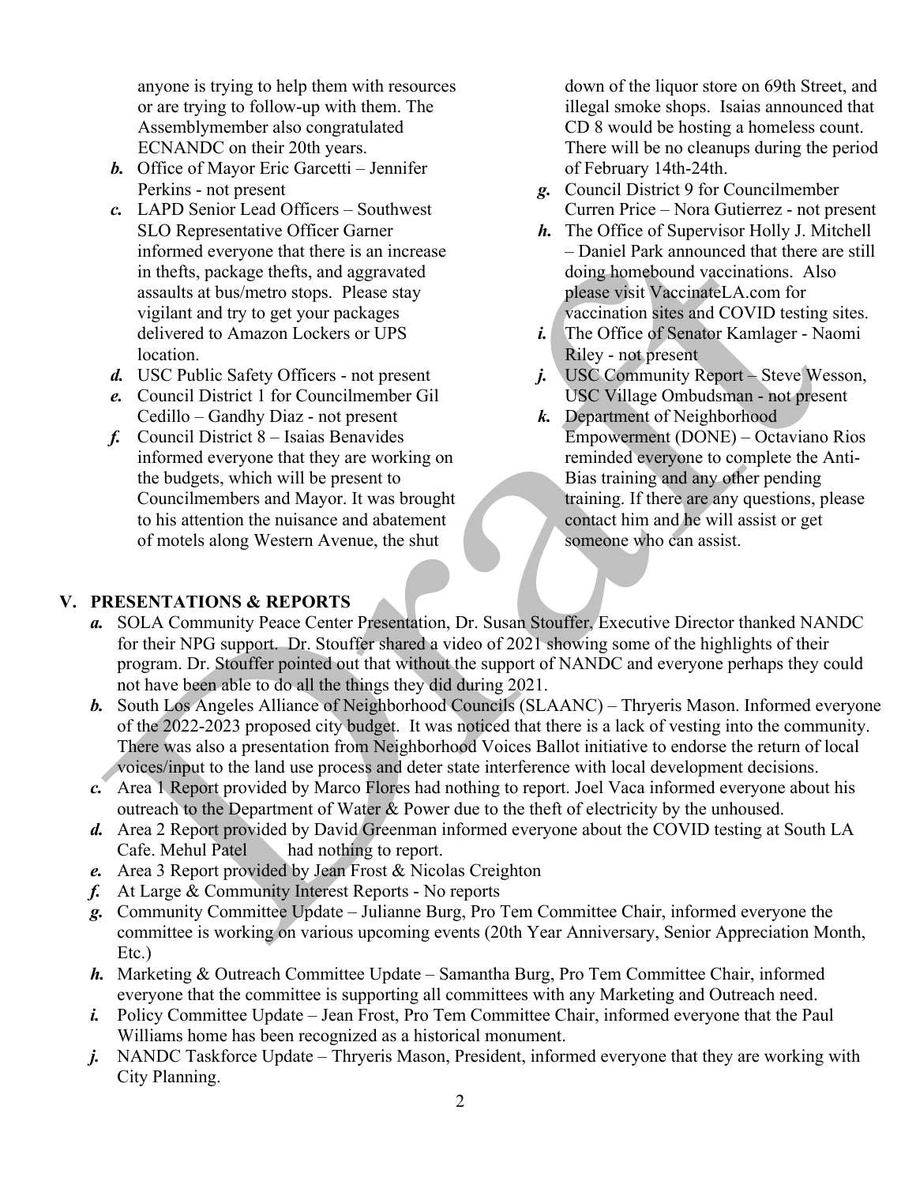anyone is trying to help them with resources or are trying to follow-up with them. The Assemblymember also congratulated ECNANDC on their 20th years.

*b.* Office of Mayor Eric Garcetti – Jennifer Perkins - not present

*c.* LAPD Senior Lead Officers – Southwest SLO Representative Officer Garner informed everyone that there is an increase in thefts, package thefts, and aggravated assaults at bus/metro stops. Please stay vigilant and try to get your packages delivered to Amazon Lockers or UPS location.

*d.* USC Public Safety Officers - not present

*e.* Council District 1 for Councilmember Gil Cedillo – Gandhy Diaz - not present

*f.* Council District 8 – Isaias Benavides informed everyone that they are working on the budgets, which will be present to Councilmembers and Mayor. It was brought to his attention the nuisance and abatement of motels along Western Avenue, the shut down of the liquor store on 69th Street, and illegal smoke shops. Isaias announced that CD 8 would be hosting a homeless count. There will be no cleanups during the period of February 14th-24th.

*g.* Council District 9 for Councilmember Curren Price – Nora Gutierrez - not present

*h.* The Office of Supervisor Holly J. Mitchell – Daniel Park announced that there are still doing homebound vaccinations. Also please visit VaccinateLA.com for vaccination sites and COVID testing sites.

*i.* The Office of Senator Kamlager - Naomi Riley - not present

*j.* USC Community Report – Steve Wesson, USC Village Ombudsman - not present

*k.* Department of Neighborhood Empowerment (DONE) – Octaviano Rios reminded everyone to complete the Anti-Bias training and any other pending training. If there are any questions, please contact him and he will assist or get someone who can assist.

## V. PRESENTATIONS & REPORTS

*a.* SOLA Community Peace Center Presentation, Dr. Susan Stouffer, Executive Director thanked NANDC for their NPG support. Dr. Stouffer shared a video of 2021 showing some of the highlights of their program. Dr. Stouffer pointed out that without the support of NANDC and everyone perhaps they could not have been able to do all the things they did during 2021.

*b.* South Los Angeles Alliance of Neighborhood Councils (SLAANC) – Thryeris Mason. Informed everyone of the 2022-2023 proposed city budget. It was noticed that there is a lack of vesting into the community. There was also a presentation from Neighborhood Voices Ballot initiative to endorse the return of local voices/input to the land use process and deter state interference with local development decisions.

*c.* Area 1 Report provided by Marco Flores had nothing to report. Joel Vaca informed everyone about his outreach to the Department of Water & Power due to the theft of electricity by the unhoused.

*d.* Area 2 Report provided by David Greenman informed everyone about the COVID testing at South LA Cafe. Mehul Patel had nothing to report.

*e.* Area 3 Report provided by Jean Frost & Nicolas Creighton

*f.* At Large & Community Interest Reports - No reports

*g.* Community Committee Update – Julianne Burg, Pro Tem Committee Chair, informed everyone the committee is working on various upcoming events (20th Year Anniversary, Senior Appreciation Month, Etc.)

*h.* Marketing & Outreach Committee Update – Samantha Burg, Pro Tem Committee Chair, informed everyone that the committee is supporting all committees with any Marketing and Outreach need.

*i.* Policy Committee Update – Jean Frost, Pro Tem Committee Chair, informed everyone that the Paul Williams home has been recognized as a historical monument.

*j.* NANDC Taskforce Update – Thryeris Mason, President, informed everyone that they are working with City Planning.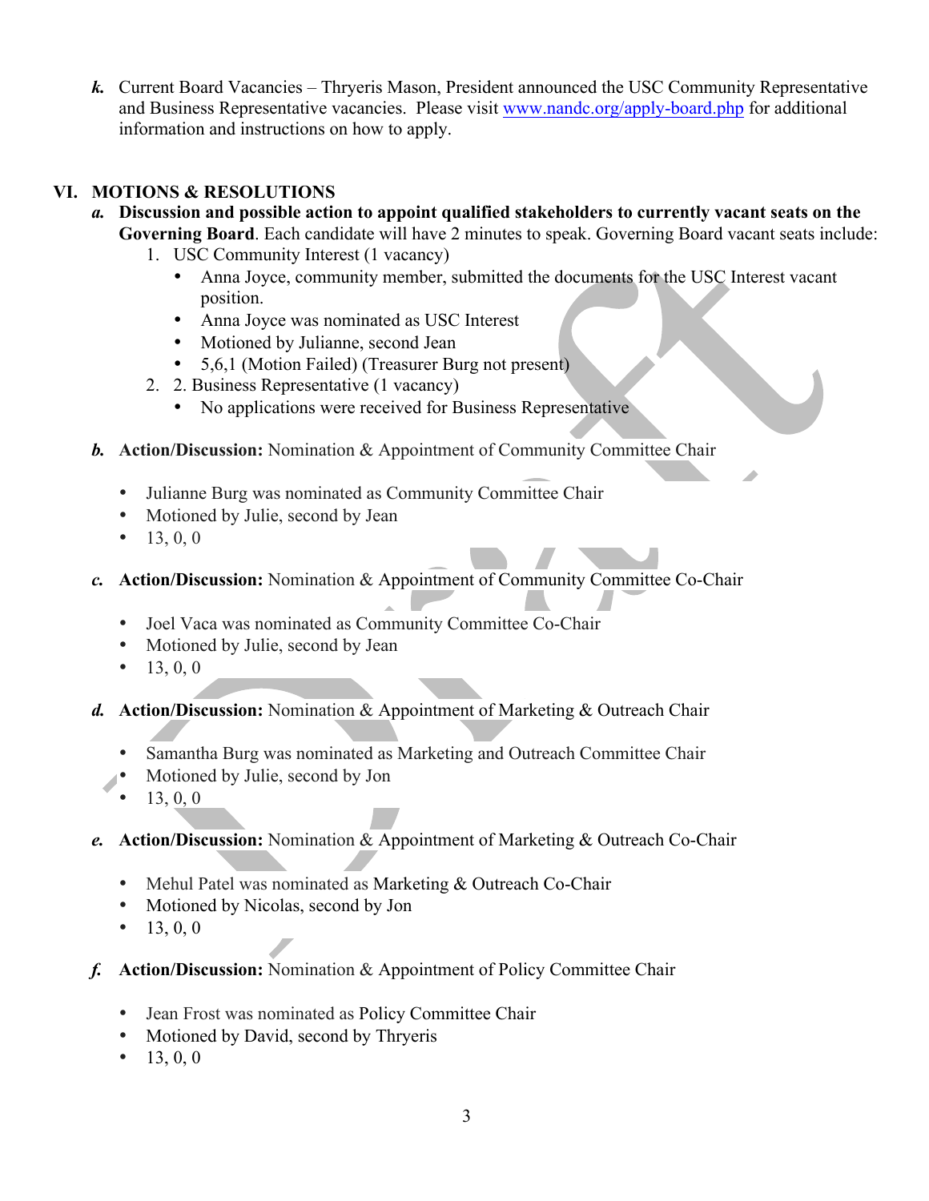*k.* Current Board Vacancies – Thryeris Mason, President announced the USC Community Representative and Business Representative vacancies. Please visit [www.nandc.org/apply-board.php](www.nandc.org/apply-board.php) for additional information and instructions on how to apply.

## VI. MOTIONS & RESOLUTIONS

*a.* **Discussion and possible action to appoint qualified stakeholders to currently vacant seats on the Governing Board**. Each candidate will have 2 minutes to speak. Governing Board vacant seats include:

1. USC Community Interest (1 vacancy)
   - Anna Joyce, community member, submitted the documents for the USC Interest vacant position.
   - Anna Joyce was nominated as USC Interest
   - Motioned by Julianne, second Jean
   - 5,6,1 (Motion Failed) (Treasurer Burg not present)
2. 2. Business Representative (1 vacancy)
   - No applications were received for Business Representative

*b.* **Action/Discussion:** Nomination & Appointment of Community Committee Chair

- Julianne Burg was nominated as Community Committee Chair
- Motioned by Julie, second by Jean
- 13, 0, 0

*c.* **Action/Discussion:** Nomination & Appointment of Community Committee Co-Chair

- Joel Vaca was nominated as Community Committee Co-Chair
- Motioned by Julie, second by Jean
- 13, 0, 0

*d.* **Action/Discussion:** Nomination & Appointment of Marketing & Outreach Chair

- Samantha Burg was nominated as Marketing and Outreach Committee Chair
- Motioned by Julie, second by Jon
- 13, 0, 0

*e.* **Action/Discussion:** Nomination & Appointment of Marketing & Outreach Co-Chair

- Mehul Patel was nominated as Marketing & Outreach Co-Chair
- Motioned by Nicolas, second by Jon
- 13, 0, 0

*f.* **Action/Discussion:** Nomination & Appointment of Policy Committee Chair

- Jean Frost was nominated as Policy Committee Chair
- Motioned by David, second by Thryeris
- 13, 0, 0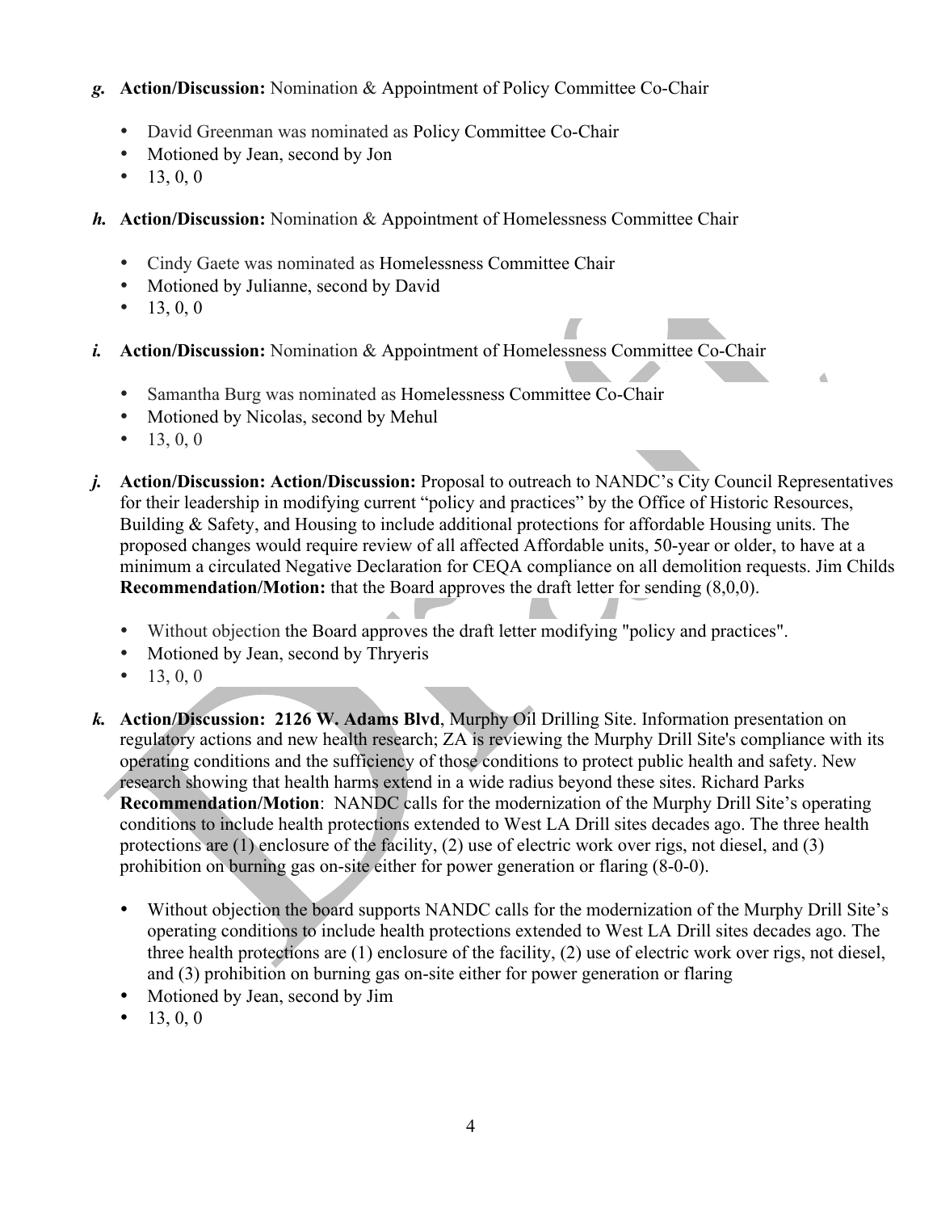***g.*** **Action/Discussion:** Nomination & Appointment of Policy Committee Co-Chair

- David Greenman was nominated as Policy Committee Co-Chair
- Motioned by Jean, second by Jon
- 13, 0, 0

***h.*** **Action/Discussion:** Nomination & Appointment of Homelessness Committee Chair

- Cindy Gaete was nominated as Homelessness Committee Chair
- Motioned by Julianne, second by David
- 13, 0, 0

***i.*** **Action/Discussion:** Nomination & Appointment of Homelessness Committee Co-Chair

- Samantha Burg was nominated as Homelessness Committee Co-Chair
- Motioned by Nicolas, second by Mehul
- 13, 0, 0

***j.*** **Action/Discussion: Action/Discussion:** Proposal to outreach to NANDC's City Council Representatives for their leadership in modifying current "policy and practices" by the Office of Historic Resources, Building & Safety, and Housing to include additional protections for affordable Housing units. The proposed changes would require review of all affected Affordable units, 50-year or older, to have at a minimum a circulated Negative Declaration for CEQA compliance on all demolition requests. Jim Childs **Recommendation/Motion:** that the Board approves the draft letter for sending (8,0,0).

- Without objection the Board approves the draft letter modifying "policy and practices".
- Motioned by Jean, second by Thryeris
- 13, 0, 0

***k.*** **Action/Discussion: 2126 W. Adams Blvd**, Murphy Oil Drilling Site. Information presentation on regulatory actions and new health research; ZA is reviewing the Murphy Drill Site's compliance with its operating conditions and the sufficiency of those conditions to protect public health and safety. New research showing that health harms extend in a wide radius beyond these sites. Richard Parks **Recommendation/Motion**: NANDC calls for the modernization of the Murphy Drill Site's operating conditions to include health protections extended to West LA Drill sites decades ago. The three health protections are (1) enclosure of the facility, (2) use of electric work over rigs, not diesel, and (3) prohibition on burning gas on-site either for power generation or flaring (8-0-0).

- Without objection the board supports NANDC calls for the modernization of the Murphy Drill Site's operating conditions to include health protections extended to West LA Drill sites decades ago. The three health protections are (1) enclosure of the facility, (2) use of electric work over rigs, not diesel, and (3) prohibition on burning gas on-site either for power generation or flaring
- Motioned by Jean, second by Jim
- 13, 0, 0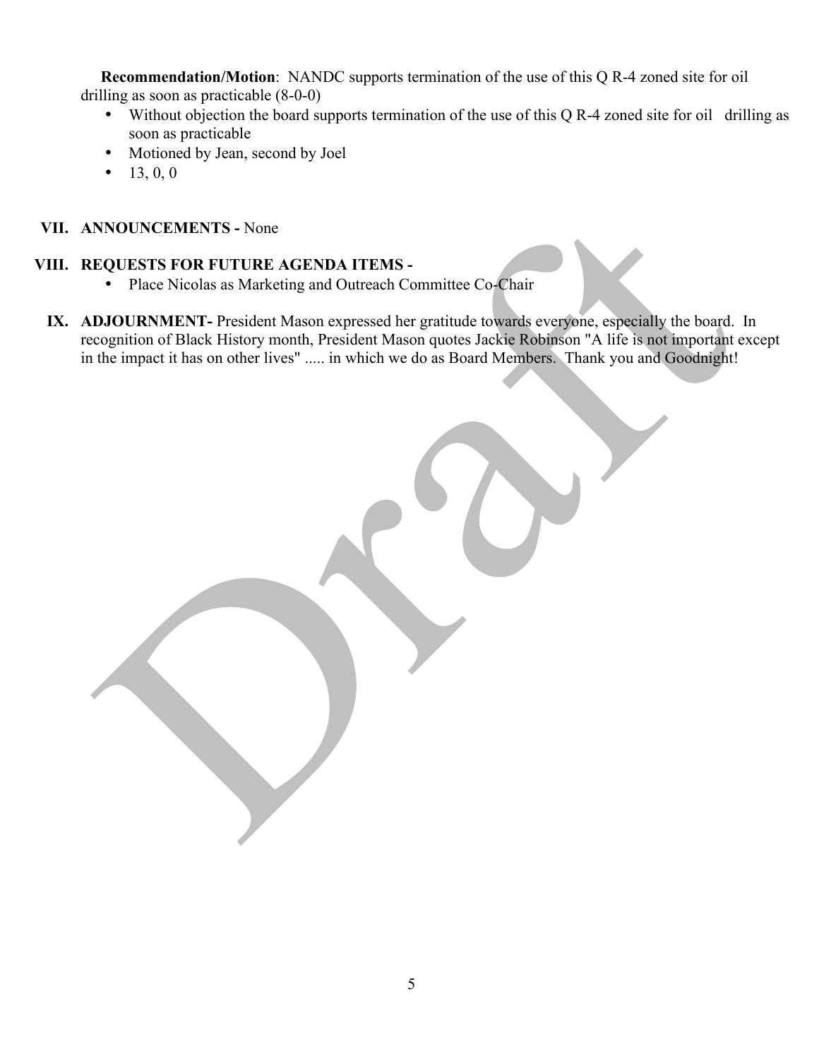**Recommendation/Motion**: NANDC supports termination of the use of this Q R-4 zoned site for oil drilling as soon as practicable (8-0-0)

- Without objection the board supports termination of the use of this Q R-4 zoned site for oil drilling as soon as practicable
- Motioned by Jean, second by Joel
- 13, 0, 0

VII. **ANNOUNCEMENTS -** None

VIII. **REQUESTS FOR FUTURE AGENDA ITEMS -**

- Place Nicolas as Marketing and Outreach Committee Co-Chair

IX. **ADJOURNMENT-** President Mason expressed her gratitude towards everyone, especially the board. In recognition of Black History month, President Mason quotes Jackie Robinson "A life is not important except in the impact it has on other lives" ..... in which we do as Board Members. Thank you and Goodnight!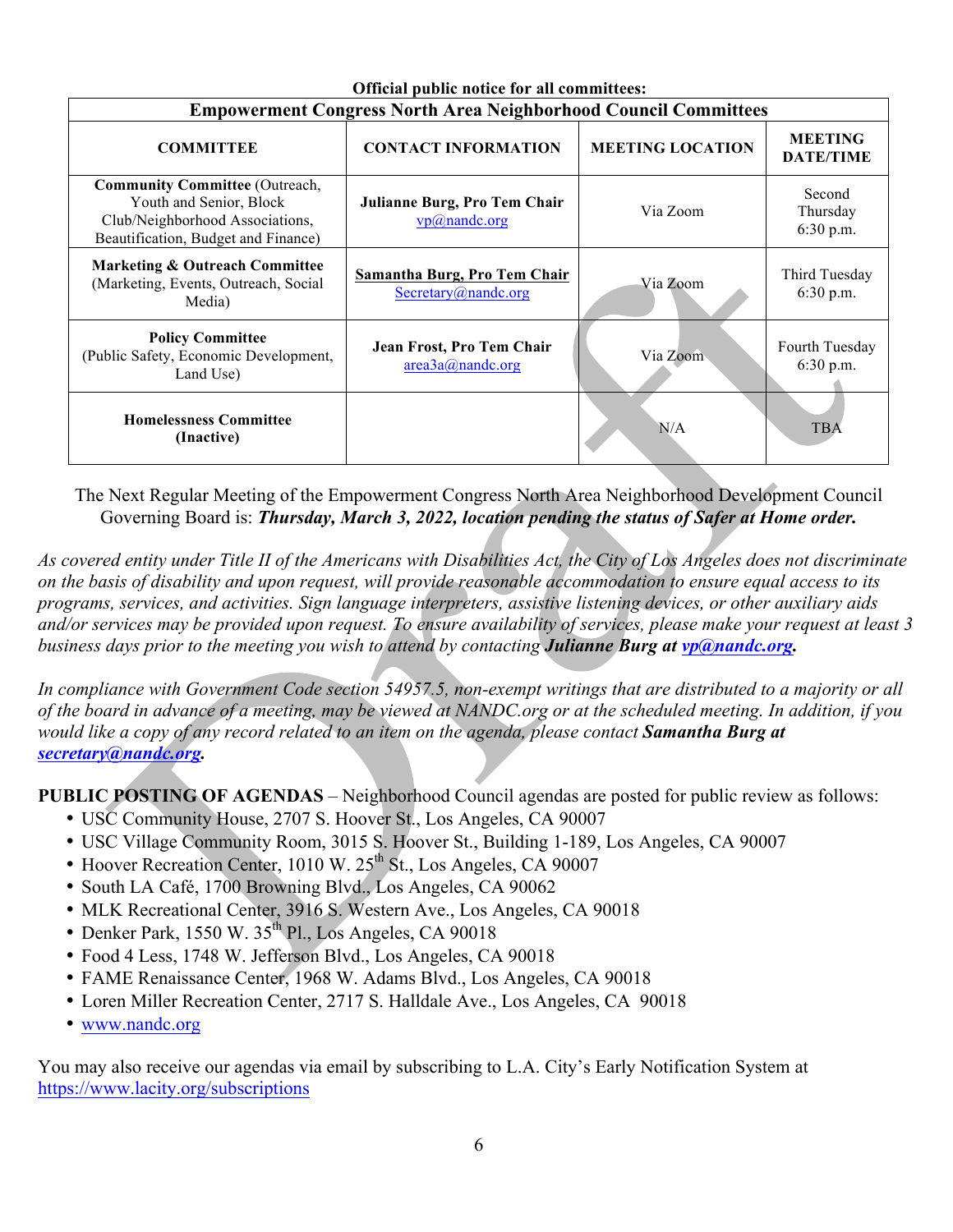**Official public notice for all committees:**

| **Empowerment Congress North Area Neighborhood Council Committees** | | | |
|---|---|---|---|
| **COMMITTEE** | **CONTACT INFORMATION** | **MEETING LOCATION** | **MEETING DATE/TIME** |
| **Community Committee** (Outreach, Youth and Senior, Block Club/Neighborhood Associations, Beautification, Budget and Finance) | **Julianne Burg, Pro Tem Chair** vp@nandc.org | Via Zoom | Second Thursday 6:30 p.m. |
| **Marketing & Outreach Committee** (Marketing, Events, Outreach, Social Media) | **Samantha Burg, Pro Tem Chair** Secretary@nandc.org | Via Zoom | Third Tuesday 6:30 p.m. |
| **Policy Committee** (Public Safety, Economic Development, Land Use) | **Jean Frost, Pro Tem Chair** area3a@nandc.org | Via Zoom | Fourth Tuesday 6:30 p.m. |
| **Homelessness Committee (Inactive)** | | N/A | TBA |

The Next Regular Meeting of the Empowerment Congress North Area Neighborhood Development Council Governing Board is: ***Thursday, March 3, 2022, location pending the status of Safer at Home order.***

*As covered entity under Title II of the Americans with Disabilities Act, the City of Los Angeles does not discriminate on the basis of disability and upon request, will provide reasonable accommodation to ensure equal access to its programs, services, and activities. Sign language interpreters, assistive listening devices, or other auxiliary aids and/or services may be provided upon request. To ensure availability of services, please make your request at least 3 business days prior to the meeting you wish to attend by contacting* ***Julianne Burg at vp@nandc.org.***

*In compliance with Government Code section 54957.5, non-exempt writings that are distributed to a majority or all of the board in advance of a meeting, may be viewed at NANDC.org or at the scheduled meeting. In addition, if you would like a copy of any record related to an item on the agenda, please contact* ***Samantha Burg at secretary@nandc.org.***

**PUBLIC POSTING OF AGENDAS** – Neighborhood Council agendas are posted for public review as follows:

- USC Community House, 2707 S. Hoover St., Los Angeles, CA 90007
- USC Village Community Room, 3015 S. Hoover St., Building 1-189, Los Angeles, CA 90007
- Hoover Recreation Center, 1010 W. 25th St., Los Angeles, CA 90007
- South LA Café, 1700 Browning Blvd., Los Angeles, CA 90062
- MLK Recreational Center, 3916 S. Western Ave., Los Angeles, CA 90018
- Denker Park, 1550 W. 35th Pl., Los Angeles, CA 90018
- Food 4 Less, 1748 W. Jefferson Blvd., Los Angeles, CA 90018
- FAME Renaissance Center, 1968 W. Adams Blvd., Los Angeles, CA 90018
- Loren Miller Recreation Center, 2717 S. Halldale Ave., Los Angeles, CA 90018
- www.nandc.org

You may also receive our agendas via email by subscribing to L.A. City's Early Notification System at https://www.lacity.org/subscriptions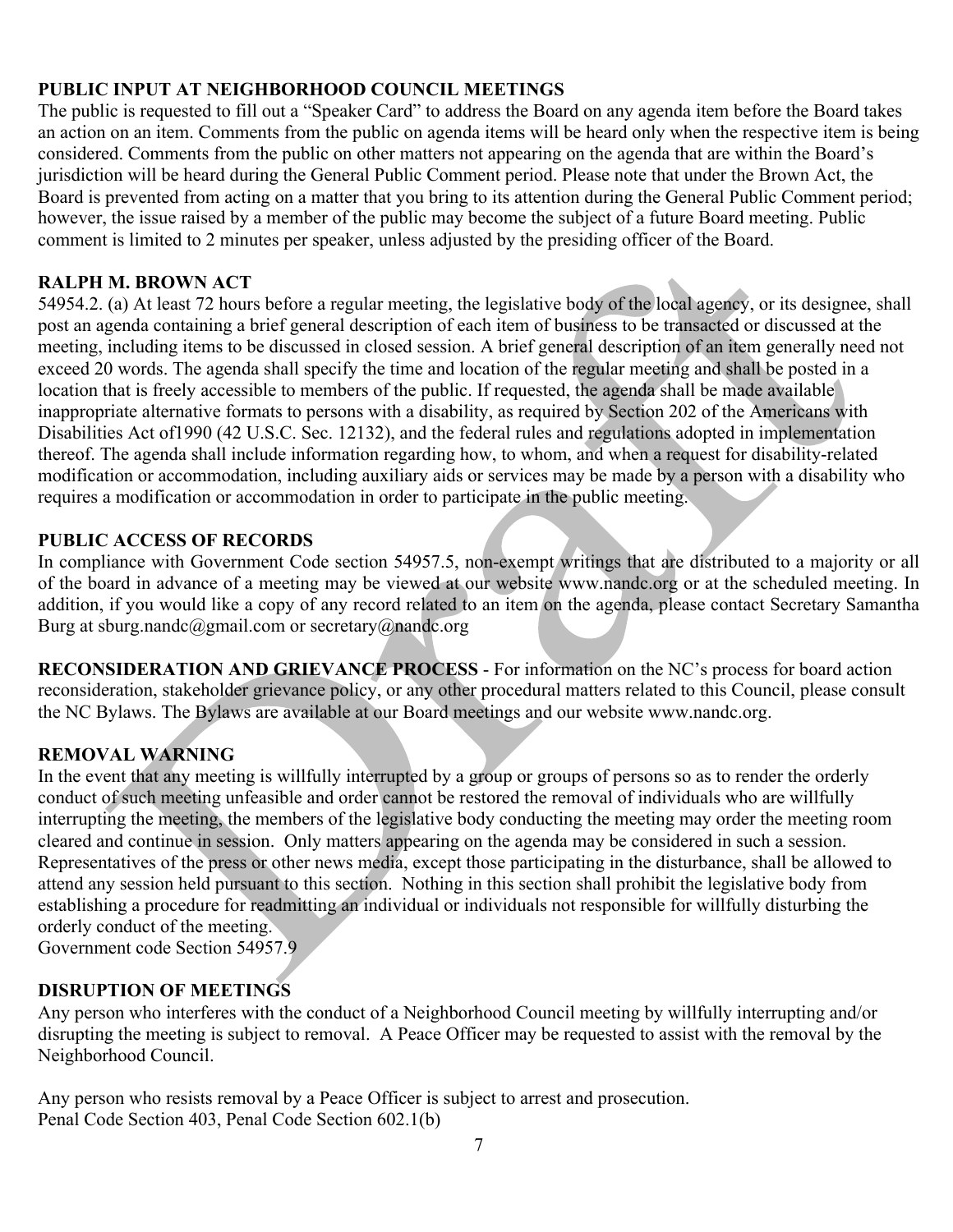**PUBLIC INPUT AT NEIGHBORHOOD COUNCIL MEETINGS**
The public is requested to fill out a "Speaker Card" to address the Board on any agenda item before the Board takes an action on an item. Comments from the public on agenda items will be heard only when the respective item is being considered. Comments from the public on other matters not appearing on the agenda that are within the Board's jurisdiction will be heard during the General Public Comment period. Please note that under the Brown Act, the Board is prevented from acting on a matter that you bring to its attention during the General Public Comment period; however, the issue raised by a member of the public may become the subject of a future Board meeting. Public comment is limited to 2 minutes per speaker, unless adjusted by the presiding officer of the Board.

**RALPH M. BROWN ACT**
54954.2. (a) At least 72 hours before a regular meeting, the legislative body of the local agency, or its designee, shall post an agenda containing a brief general description of each item of business to be transacted or discussed at the meeting, including items to be discussed in closed session. A brief general description of an item generally need not exceed 20 words. The agenda shall specify the time and location of the regular meeting and shall be posted in a location that is freely accessible to members of the public. If requested, the agenda shall be made available inappropriate alternative formats to persons with a disability, as required by Section 202 of the Americans with Disabilities Act of1990 (42 U.S.C. Sec. 12132), and the federal rules and regulations adopted in implementation thereof. The agenda shall include information regarding how, to whom, and when a request for disability-related modification or accommodation, including auxiliary aids or services may be made by a person with a disability who requires a modification or accommodation in order to participate in the public meeting.

**PUBLIC ACCESS OF RECORDS**
In compliance with Government Code section 54957.5, non-exempt writings that are distributed to a majority or all of the board in advance of a meeting may be viewed at our website www.nandc.org or at the scheduled meeting. In addition, if you would like a copy of any record related to an item on the agenda, please contact Secretary Samantha Burg at sburg.nandc@gmail.com or secretary@nandc.org

**RECONSIDERATION AND GRIEVANCE PROCESS** - For information on the NC's process for board action reconsideration, stakeholder grievance policy, or any other procedural matters related to this Council, please consult the NC Bylaws. The Bylaws are available at our Board meetings and our website www.nandc.org.

**REMOVAL WARNING**
In the event that any meeting is willfully interrupted by a group or groups of persons so as to render the orderly conduct of such meeting unfeasible and order cannot be restored the removal of individuals who are willfully interrupting the meeting, the members of the legislative body conducting the meeting may order the meeting room cleared and continue in session. Only matters appearing on the agenda may be considered in such a session. Representatives of the press or other news media, except those participating in the disturbance, shall be allowed to attend any session held pursuant to this section. Nothing in this section shall prohibit the legislative body from establishing a procedure for readmitting an individual or individuals not responsible for willfully disturbing the orderly conduct of the meeting.
Government code Section 54957.9

**DISRUPTION OF MEETINGS**
Any person who interferes with the conduct of a Neighborhood Council meeting by willfully interrupting and/or disrupting the meeting is subject to removal. A Peace Officer may be requested to assist with the removal by the Neighborhood Council.

Any person who resists removal by a Peace Officer is subject to arrest and prosecution.
Penal Code Section 403, Penal Code Section 602.1(b)